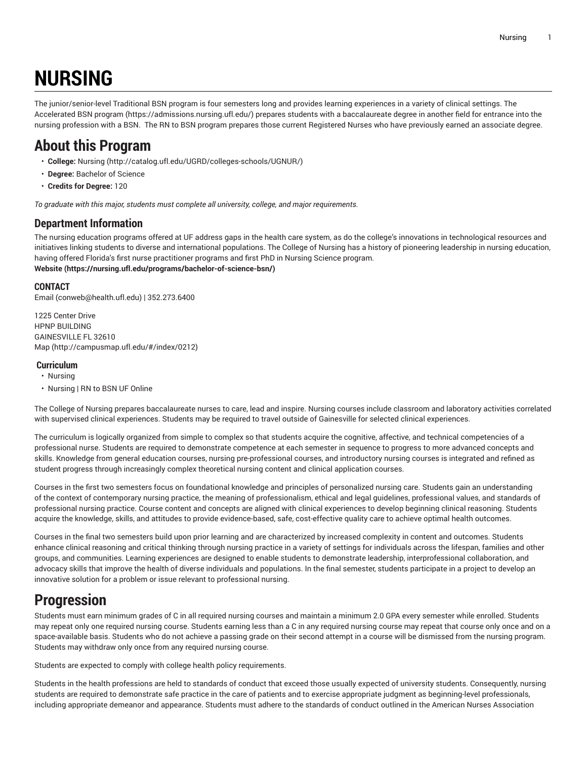# NURSING

The junior/senior-level Traditional BSN program is four semesters long and provides learning experiences in a variety of clinical settings. The Accelerated BSN program (https://admissions.nursing.ufl.edu/) prepares students with a baccalaureate degree in another field for entrance into the nursing profession with a BSN. The RN to BSN program prepares those current Registered Nurses who have previously earned an associate degree.

# About this Program

- **College:** Nursing (http://catalog.ufl.edu/UGRD/colleges-schools/UGNUR/)
- **Degree:** Bachelor of Science
- **Credits for Degree:** 120

*To graduate with this major, students must complete all university, college, and major requirements.*

## Department Information

The nursing education programs offered at UF address gaps in the health care system, as do the college's innovations in technological resources and initiatives linking students to diverse and international populations. The College of Nursing has a history of pioneering leadership in nursing education, having offered Florida's first nurse practitioner programs and first PhD in Nursing Science program.

**Website (https://nursing.ufl.edu/programs/bachelor-of-science-bsn/)**

### CONTACT

Email (conweb@health.ufl.edu) | 352.273.6400

1225 Center Drive
HPNP BUILDING
GAINESVILLE FL 32610
Map (http://campusmap.ufl.edu/#/index/0212)

### Curriculum

- Nursing
- Nursing | RN to BSN UF Online

The College of Nursing prepares baccalaureate nurses to care, lead and inspire. Nursing courses include classroom and laboratory activities correlated with supervised clinical experiences. Students may be required to travel outside of Gainesville for selected clinical experiences.

The curriculum is logically organized from simple to complex so that students acquire the cognitive, affective, and technical competencies of a professional nurse. Students are required to demonstrate competence at each semester in sequence to progress to more advanced concepts and skills. Knowledge from general education courses, nursing pre-professional courses, and introductory nursing courses is integrated and refined as student progress through increasingly complex theoretical nursing content and clinical application courses.

Courses in the first two semesters focus on foundational knowledge and principles of personalized nursing care. Students gain an understanding of the context of contemporary nursing practice, the meaning of professionalism, ethical and legal guidelines, professional values, and standards of professional nursing practice. Course content and concepts are aligned with clinical experiences to develop beginning clinical reasoning. Students acquire the knowledge, skills, and attitudes to provide evidence-based, safe, cost-effective quality care to achieve optimal health outcomes.

Courses in the final two semesters build upon prior learning and are characterized by increased complexity in content and outcomes. Students enhance clinical reasoning and critical thinking through nursing practice in a variety of settings for individuals across the lifespan, families and other groups, and communities. Learning experiences are designed to enable students to demonstrate leadership, interprofessional collaboration, and advocacy skills that improve the health of diverse individuals and populations. In the final semester, students participate in a project to develop an innovative solution for a problem or issue relevant to professional nursing.

# Progression

Students must earn minimum grades of C in all required nursing courses and maintain a minimum 2.0 GPA every semester while enrolled. Students may repeat only one required nursing course. Students earning less than a C in any required nursing course may repeat that course only once and on a space-available basis. Students who do not achieve a passing grade on their second attempt in a course will be dismissed from the nursing program. Students may withdraw only once from any required nursing course.

Students are expected to comply with college health policy requirements.

Students in the health professions are held to standards of conduct that exceed those usually expected of university students. Consequently, nursing students are required to demonstrate safe practice in the care of patients and to exercise appropriate judgment as beginning-level professionals, including appropriate demeanor and appearance. Students must adhere to the standards of conduct outlined in the American Nurses Association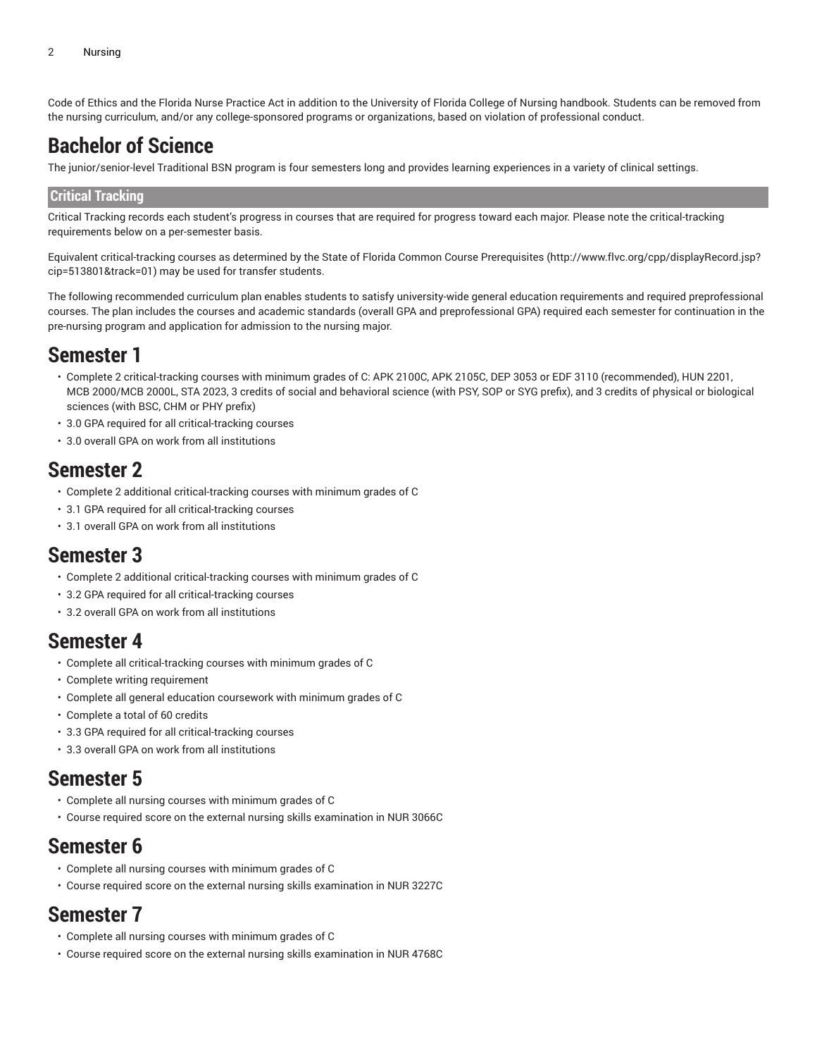Code of Ethics and the Florida Nurse Practice Act in addition to the University of Florida College of Nursing handbook. Students can be removed from the nursing curriculum, and/or any college-sponsored programs or organizations, based on violation of professional conduct.

# Bachelor of Science

The junior/senior-level Traditional BSN program is four semesters long and provides learning experiences in a variety of clinical settings.

## Critical Tracking

Critical Tracking records each student's progress in courses that are required for progress toward each major. Please note the critical-tracking requirements below on a per-semester basis.

Equivalent critical-tracking courses as determined by the State of Florida Common Course Prerequisites (http://www.flvc.org/cpp/displayRecord.jsp?cip=513801&track=01) may be used for transfer students.

The following recommended curriculum plan enables students to satisfy university-wide general education requirements and required preprofessional courses. The plan includes the courses and academic standards (overall GPA and preprofessional GPA) required each semester for continuation in the pre-nursing program and application for admission to the nursing major.

# Semester 1

- Complete 2 critical-tracking courses with minimum grades of C: APK 2100C, APK 2105C, DEP 3053 or EDF 3110 (recommended), HUN 2201, MCB 2000/MCB 2000L, STA 2023, 3 credits of social and behavioral science (with PSY, SOP or SYG prefix), and 3 credits of physical or biological sciences (with BSC, CHM or PHY prefix)
- 3.0 GPA required for all critical-tracking courses
- 3.0 overall GPA on work from all institutions

# Semester 2

- Complete 2 additional critical-tracking courses with minimum grades of C
- 3.1 GPA required for all critical-tracking courses
- 3.1 overall GPA on work from all institutions

# Semester 3

- Complete 2 additional critical-tracking courses with minimum grades of C
- 3.2 GPA required for all critical-tracking courses
- 3.2 overall GPA on work from all institutions

# Semester 4

- Complete all critical-tracking courses with minimum grades of C
- Complete writing requirement
- Complete all general education coursework with minimum grades of C
- Complete a total of 60 credits
- 3.3 GPA required for all critical-tracking courses
- 3.3 overall GPA on work from all institutions

# Semester 5

- Complete all nursing courses with minimum grades of C
- Course required score on the external nursing skills examination in NUR 3066C

# Semester 6

- Complete all nursing courses with minimum grades of C
- Course required score on the external nursing skills examination in NUR 3227C

# Semester 7

- Complete all nursing courses with minimum grades of C
- Course required score on the external nursing skills examination in NUR 4768C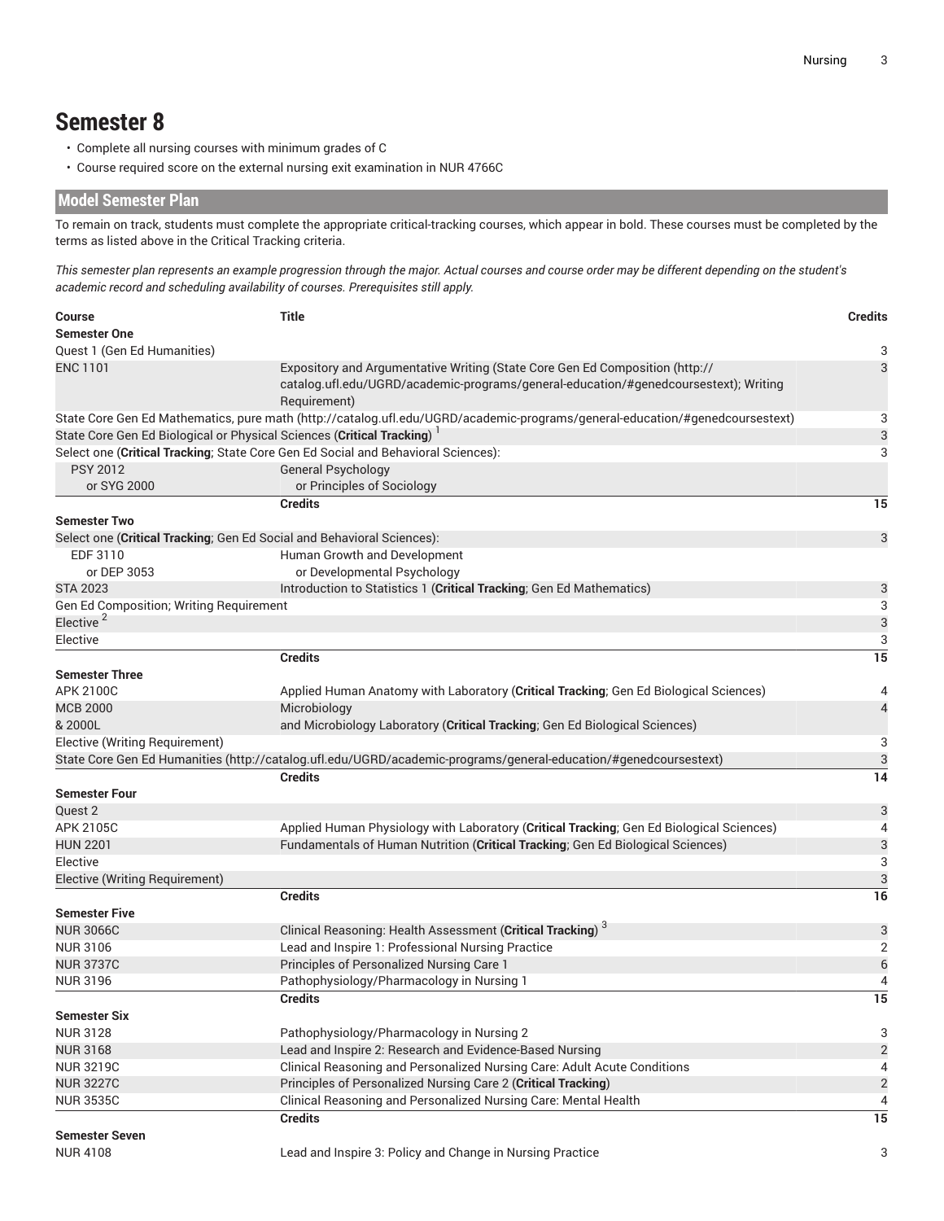## Semester 8

- Complete all nursing courses with minimum grades of C
- Course required score on the external nursing exit examination in NUR 4766C

## Model Semester Plan

To remain on track, students must complete the appropriate critical-tracking courses, which appear in bold. These courses must be completed by the terms as listed above in the Critical Tracking criteria.

*This semester plan represents an example progression through the major. Actual courses and course order may be different depending on the student's academic record and scheduling availability of courses. Prerequisites still apply.*

| Course | Title | Credits |
|---|---|---|
| **Semester One** | | |
| Quest 1 (Gen Ed Humanities) | | 3 |
| ENC 1101 | Expository and Argumentative Writing (State Core Gen Ed Composition (http://catalog.ufl.edu/UGRD/academic-programs/general-education/#genedcoursestext); Writing Requirement) | 3 |
| State Core Gen Ed Mathematics, pure math (http://catalog.ufl.edu/UGRD/academic-programs/general-education/#genedcoursestext) | | 3 |
| State Core Gen Ed Biological or Physical Sciences (**Critical Tracking**) [1] | | 3 |
| Select one (**Critical Tracking**; State Core Gen Ed Social and Behavioral Sciences): | | 3 |
| PSY 2012 | General Psychology | |
| or SYG 2000 | or Principles of Sociology | |
| | **Credits** | **15** |
| **Semester Two** | | |
| Select one (**Critical Tracking**; Gen Ed Social and Behavioral Sciences): | | 3 |
| EDF 3110 | Human Growth and Development | |
| or DEP 3053 | or Developmental Psychology | |
| STA 2023 | Introduction to Statistics 1 (**Critical Tracking**; Gen Ed Mathematics) | 3 |
| Gen Ed Composition; Writing Requirement | | 3 |
| Elective [2] | | 3 |
| Elective | | 3 |
| | **Credits** | **15** |
| **Semester Three** | | |
| APK 2100C | Applied Human Anatomy with Laboratory (**Critical Tracking**; Gen Ed Biological Sciences) | 4 |
| MCB 2000<br>& 2000L | Microbiology<br>and Microbiology Laboratory (**Critical Tracking**; Gen Ed Biological Sciences) | 4 |
| Elective (Writing Requirement) | | 3 |
| State Core Gen Ed Humanities (http://catalog.ufl.edu/UGRD/academic-programs/general-education/#genedcoursestext) | | 3 |
| | **Credits** | **14** |
| **Semester Four** | | |
| Quest 2 | | 3 |
| APK 2105C | Applied Human Physiology with Laboratory (**Critical Tracking**; Gen Ed Biological Sciences) | 4 |
| HUN 2201 | Fundamentals of Human Nutrition (**Critical Tracking**; Gen Ed Biological Sciences) | 3 |
| Elective | | 3 |
| Elective (Writing Requirement) | | 3 |
| | **Credits** | **16** |
| **Semester Five** | | |
| NUR 3066C | Clinical Reasoning: Health Assessment (**Critical Tracking**) [3] | 3 |
| NUR 3106 | Lead and Inspire 1: Professional Nursing Practice | 2 |
| NUR 3737C | Principles of Personalized Nursing Care 1 | 6 |
| NUR 3196 | Pathophysiology/Pharmacology in Nursing 1 | 4 |
| | **Credits** | **15** |
| **Semester Six** | | |
| NUR 3128 | Pathophysiology/Pharmacology in Nursing 2 | 3 |
| NUR 3168 | Lead and Inspire 2: Research and Evidence-Based Nursing | 2 |
| NUR 3219C | Clinical Reasoning and Personalized Nursing Care: Adult Acute Conditions | 4 |
| NUR 3227C | Principles of Personalized Nursing Care 2 (**Critical Tracking**) | 2 |
| NUR 3535C | Clinical Reasoning and Personalized Nursing Care: Mental Health | 4 |
| | **Credits** | **15** |
| **Semester Seven** | | |
| NUR 4108 | Lead and Inspire 3: Policy and Change in Nursing Practice | 3 |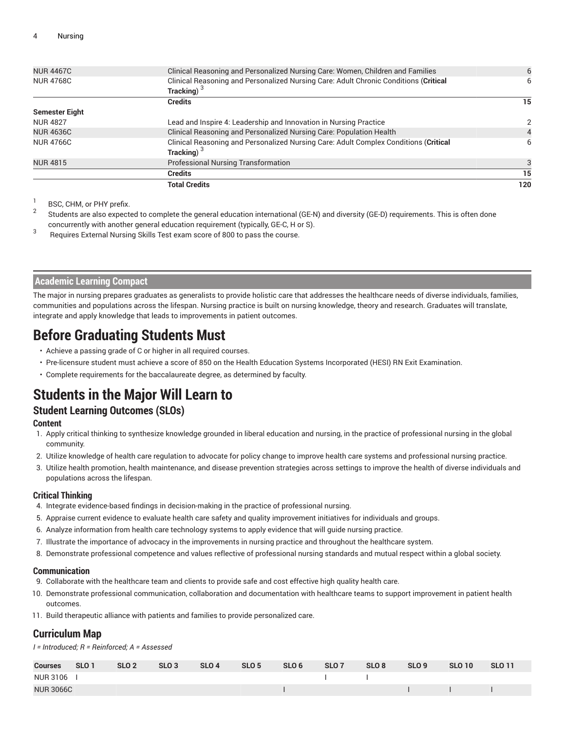| | | |
|---|---|---|
| NUR 4467C | Clinical Reasoning and Personalized Nursing Care: Women, Children and Families | 6 |
| NUR 4768C | Clinical Reasoning and Personalized Nursing Care: Adult Chronic Conditions (**Critical Tracking**) [3] | 6 |
| | **Credits** | **15** |
| **Semester Eight** | | |
| NUR 4827 | Lead and Inspire 4: Leadership and Innovation in Nursing Practice | 2 |
| NUR 4636C | Clinical Reasoning and Personalized Nursing Care: Population Health | 4 |
| NUR 4766C | Clinical Reasoning and Personalized Nursing Care: Adult Complex Conditions (**Critical Tracking**) [3] | 6 |
| NUR 4815 | Professional Nursing Transformation | 3 |
| | **Credits** | **15** |
| | **Total Credits** | **120** |

[1] BSC, CHM, or PHY prefix.

[2] Students are also expected to complete the general education international (GE-N) and diversity (GE-D) requirements. This is often done concurrently with another general education requirement (typically, GE-C, H or S).

[3] Requires External Nursing Skills Test exam score of 800 to pass the course.

## Academic Learning Compact

The major in nursing prepares graduates as generalists to provide holistic care that addresses the healthcare needs of diverse individuals, families, communities and populations across the lifespan. Nursing practice is built on nursing knowledge, theory and research. Graduates will translate, integrate and apply knowledge that leads to improvements in patient outcomes.

# Before Graduating Students Must

- Achieve a passing grade of C or higher in all required courses.
- Pre-licensure student must achieve a score of 850 on the Health Education Systems Incorporated (HESI) RN Exit Examination.
- Complete requirements for the baccalaureate degree, as determined by faculty.

# Students in the Major Will Learn to

## Student Learning Outcomes (SLOs)

### Content

1. Apply critical thinking to synthesize knowledge grounded in liberal education and nursing, in the practice of professional nursing in the global community.
2. Utilize knowledge of health care regulation to advocate for policy change to improve health care systems and professional nursing practice.
3. Utilize health promotion, health maintenance, and disease prevention strategies across settings to improve the health of diverse individuals and populations across the lifespan.

### Critical Thinking

4. Integrate evidence-based findings in decision-making in the practice of professional nursing.
5. Appraise current evidence to evaluate health care safety and quality improvement initiatives for individuals and groups.
6. Analyze information from health care technology systems to apply evidence that will guide nursing practice.
7. Illustrate the importance of advocacy in the improvements in nursing practice and throughout the healthcare system.
8. Demonstrate professional competence and values reflective of professional nursing standards and mutual respect within a global society.

### Communication

9. Collaborate with the healthcare team and clients to provide safe and cost effective high quality health care.
10. Demonstrate professional communication, collaboration and documentation with healthcare teams to support improvement in patient health outcomes.
11. Build therapeutic alliance with patients and families to provide personalized care.

## Curriculum Map

*I = Introduced; R = Reinforced; A = Assessed*

| Courses | SLO 1 | SLO 2 | SLO 3 | SLO 4 | SLO 5 | SLO 6 | SLO 7 | SLO 8 | SLO 9 | SLO 10 | SLO 11 |
|---|---|---|---|---|---|---|---|---|---|---|---|
| NUR 3106 | I | | | | | | I | I | | | |
| NUR 3066C | | | | | | I | | | I | I | I |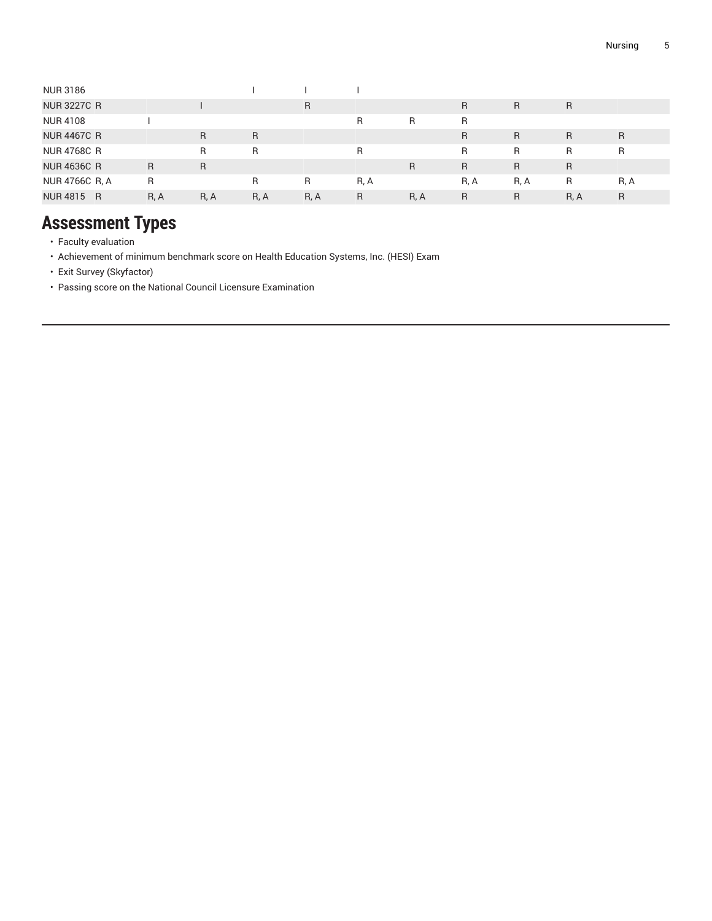| | | | | | | | | | | | |
|---|---|---|---|---|---|---|---|---|---|---|---|
| NUR 3186 | | | | I | I | I | | | | | |
| NUR 3227C | R | | I | | R | | | R | R | R | |
| NUR 4108 | | I | | | | R | R | R | | | |
| NUR 4467C | R | | R | R | | | | R | R | R | R |
| NUR 4768C | R | | R | R | | R | | R | R | R | R |
| NUR 4636C | R | R | R | | | | R | R | R | R | |
| NUR 4766C | R, A | R | | R | R | R, A | | R, A | R, A | R | R, A |
| NUR 4815 | R | R, A | R, A | R, A | R, A | R | R, A | R | R | R, A | R |

## Assessment Types

- Faculty evaluation
- Achievement of minimum benchmark score on Health Education Systems, Inc. (HESI) Exam
- Exit Survey (Skyfactor)
- Passing score on the National Council Licensure Examination